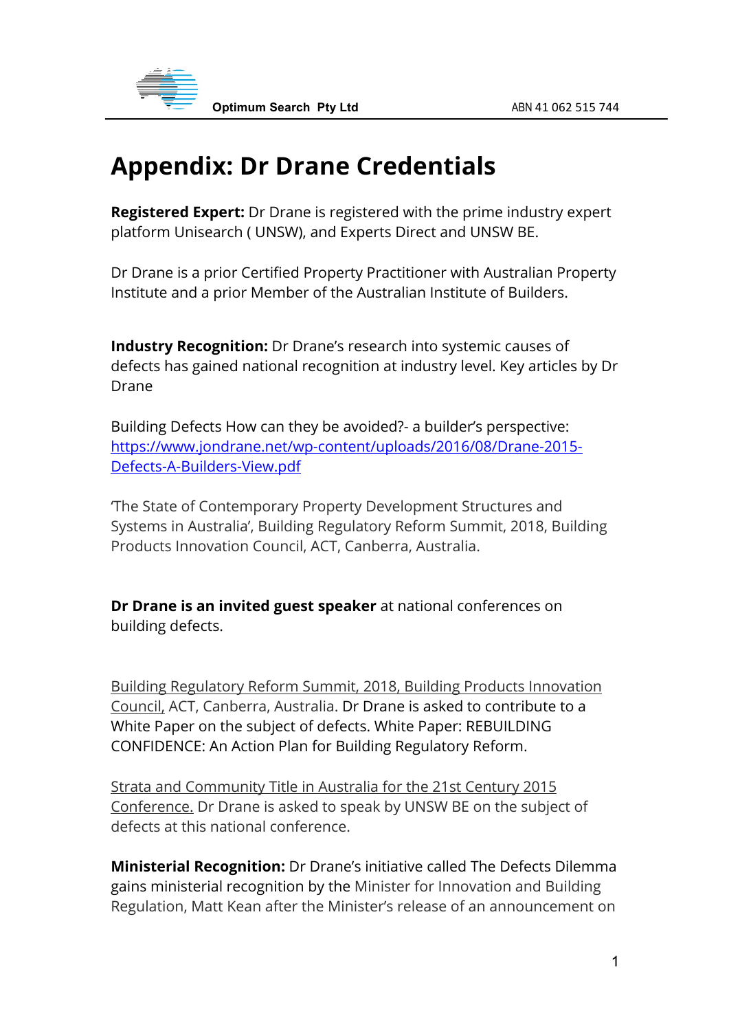# Appendix: Dr Drane Credentials

**Registered Expert:** Dr Drane is registered with the prime industry expert platform Unisearch ( UNSW), and Experts Direct and UNSW BE.

Dr Drane is a prior Certified Property Practitioner with Australian Property Institute and a prior Member of the Australian Institute of Builders.

**Industry Recognition:** Dr Drane's research into systemic causes of defects has gained national recognition at industry level. Key articles by Dr Drane

Building Defects How can they be avoided?- a builder's perspective: [https://www.jondrane.net/wp-content/uploads/2016/08/Drane-2015-Defects-A-Builders-View.pdf](https://www.jondrane.net/wp-content/uploads/2016/08/Drane-2015-Defects-A-Builders-View.pdf)

'The State of Contemporary Property Development Structures and Systems in Australia', Building Regulatory Reform Summit, 2018, Building Products Innovation Council, ACT, Canberra, Australia.

**Dr Drane is an invited guest speaker** at national conferences on building defects.

Building Regulatory Reform Summit, 2018, Building Products Innovation Council, ACT, Canberra, Australia. Dr Drane is asked to contribute to a White Paper on the subject of defects. White Paper: REBUILDING CONFIDENCE: An Action Plan for Building Regulatory Reform.

Strata and Community Title in Australia for the 21st Century 2015 Conference. Dr Drane is asked to speak by UNSW BE on the subject of defects at this national conference.

**Ministerial Recognition:** Dr Drane's initiative called The Defects Dilemma gains ministerial recognition by the Minister for Innovation and Building Regulation, Matt Kean after the Minister's release of an announcement on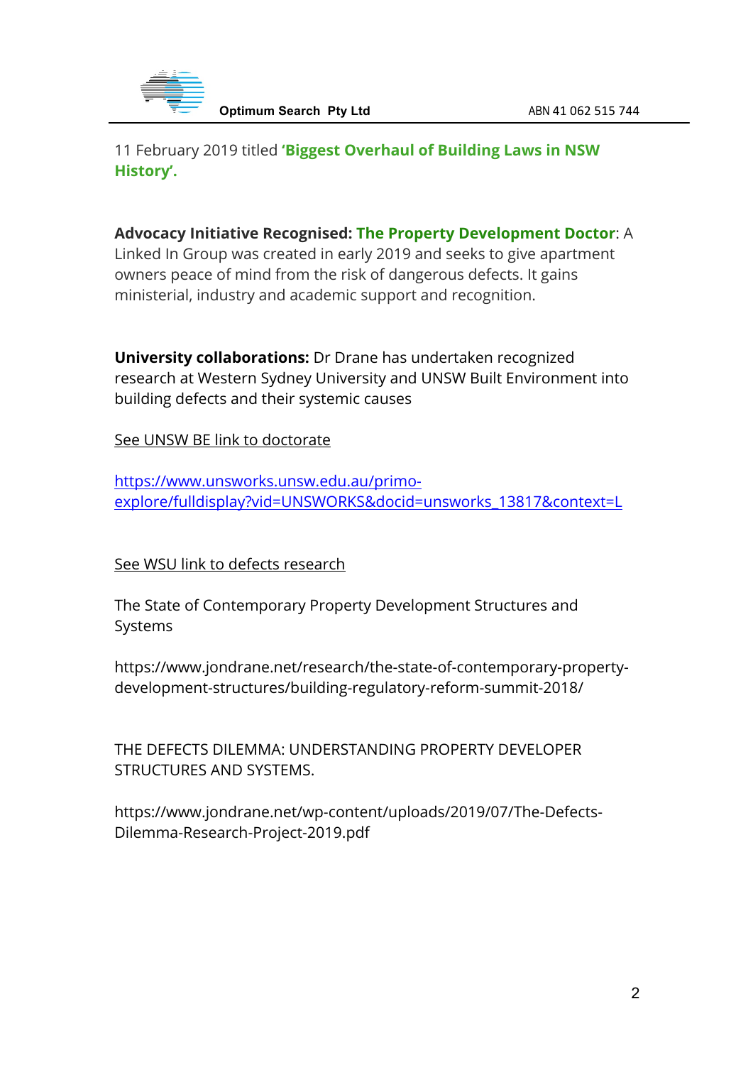11 February 2019 titled **'Biggest Overhaul of Building Laws in NSW History'.**

**Advocacy Initiative Recognised: The Property Development Doctor**: A Linked In Group was created in early 2019 and seeks to give apartment owners peace of mind from the risk of dangerous defects. It gains ministerial, industry and academic support and recognition.

**University collaborations:** Dr Drane has undertaken recognized research at Western Sydney University and UNSW Built Environment into building defects and their systemic causes

See UNSW BE link to doctorate

https://www.unsworks.unsw.edu.au/primo-explore/fulldisplay?vid=UNSWORKS&docid=unsworks_13817&context=L

See WSU link to defects research

The State of Contemporary Property Development Structures and Systems

https://www.jondrane.net/research/the-state-of-contemporary-property-development-structures/building-regulatory-reform-summit-2018/

THE DEFECTS DILEMMA: UNDERSTANDING PROPERTY DEVELOPER STRUCTURES AND SYSTEMS.

https://www.jondrane.net/wp-content/uploads/2019/07/The-Defects-Dilemma-Research-Project-2019.pdf